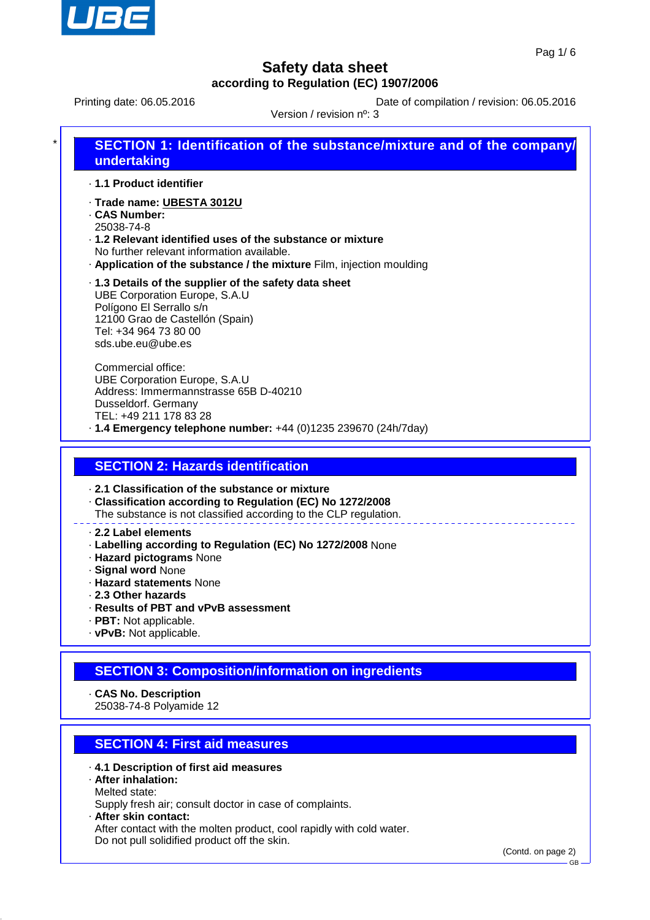# Safety data sheet

**according to Regulation (EC) 1907/2006**

Printing date: 06.05.2016 | Date of compilation / revision: 06.05.2016

Version / revision nº: 3

## SECTION 1: Identification of the substance/mixture and of the company/undertaking

· **1.1 Product identifier**

· **Trade name: UBESTA 3012U**
· **CAS Number:**
25038-74-8
· **1.2 Relevant identified uses of the substance or mixture**
No further relevant information available.
· **Application of the substance / the mixture** Film, injection moulding

· **1.3 Details of the supplier of the safety data sheet**
UBE Corporation Europe, S.A.U
Polígono El Serrallo s/n
12100 Grao de Castellón (Spain)
Tel: +34 964 73 80 00
sds.ube.eu@ube.es

Commercial office:
UBE Corporation Europe, S.A.U
Address: Immermannstrasse 65B D-40210
Dusseldorf. Germany
TEL: +49 211 178 83 28
· **1.4 Emergency telephone number:** +44 (0)1235 239670 (24h/7day)

## SECTION 2: Hazards identification

· **2.1 Classification of the substance or mixture**
· **Classification according to Regulation (EC) No 1272/2008**
The substance is not classified according to the CLP regulation.

· **2.2 Label elements**
· **Labelling according to Regulation (EC) No 1272/2008** None
· **Hazard pictograms** None
· **Signal word** None
· **Hazard statements** None
· **2.3 Other hazards**
· **Results of PBT and vPvB assessment**
· **PBT:** Not applicable.
· **vPvB:** Not applicable.

## SECTION 3: Composition/information on ingredients

· **CAS No. Description**
25038-74-8 Polyamide 12

## SECTION 4: First aid measures

· **4.1 Description of first aid measures**
· **After inhalation:**
Melted state:
Supply fresh air; consult doctor in case of complaints.
· **After skin contact:**
After contact with the molten product, cool rapidly with cold water.
Do not pull solidified product off the skin.

(Contd. on page 2)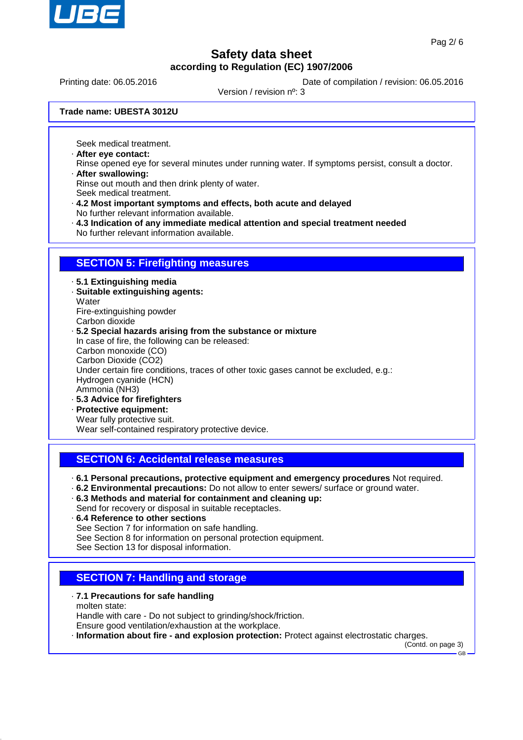Trade name: UBESTA 3012U

Seek medical treatment.

- **After eye contact:**
  Rinse opened eye for several minutes under running water. If symptoms persist, consult a doctor.
- **After swallowing:**
  Rinse out mouth and then drink plenty of water.
  Seek medical treatment.
- **4.2 Most important symptoms and effects, both acute and delayed**
  No further relevant information available.
- **4.3 Indication of any immediate medical attention and special treatment needed**
  No further relevant information available.

## SECTION 5: Firefighting measures

- **5.1 Extinguishing media**
- **Suitable extinguishing agents:**
  Water
  Fire-extinguishing powder
  Carbon dioxide
- **5.2 Special hazards arising from the substance or mixture**
  In case of fire, the following can be released:
  Carbon monoxide (CO)
  Carbon Dioxide ($CO_2$)
  Under certain fire conditions, traces of other toxic gases cannot be excluded, e.g.:
  Hydrogen cyanide (HCN)
  Ammonia ($NH_3$)
- **5.3 Advice for firefighters**
- **Protective equipment:**
  Wear fully protective suit.
  Wear self-contained respiratory protective device.

## SECTION 6: Accidental release measures

- **6.1 Personal precautions, protective equipment and emergency procedures** Not required.
- **6.2 Environmental precautions:** Do not allow to enter sewers/ surface or ground water.
- **6.3 Methods and material for containment and cleaning up:**
  Send for recovery or disposal in suitable receptacles.
- **6.4 Reference to other sections**
  See Section 7 for information on safe handling.
  See Section 8 for information on personal protection equipment.
  See Section 13 for disposal information.

## SECTION 7: Handling and storage

- **7.1 Precautions for safe handling**
  molten state:
  Handle with care - Do not subject to grinding/shock/friction.
  Ensure good ventilation/exhaustion at the workplace.
- **Information about fire - and explosion protection:** Protect against electrostatic charges.

(Contd. on page 3)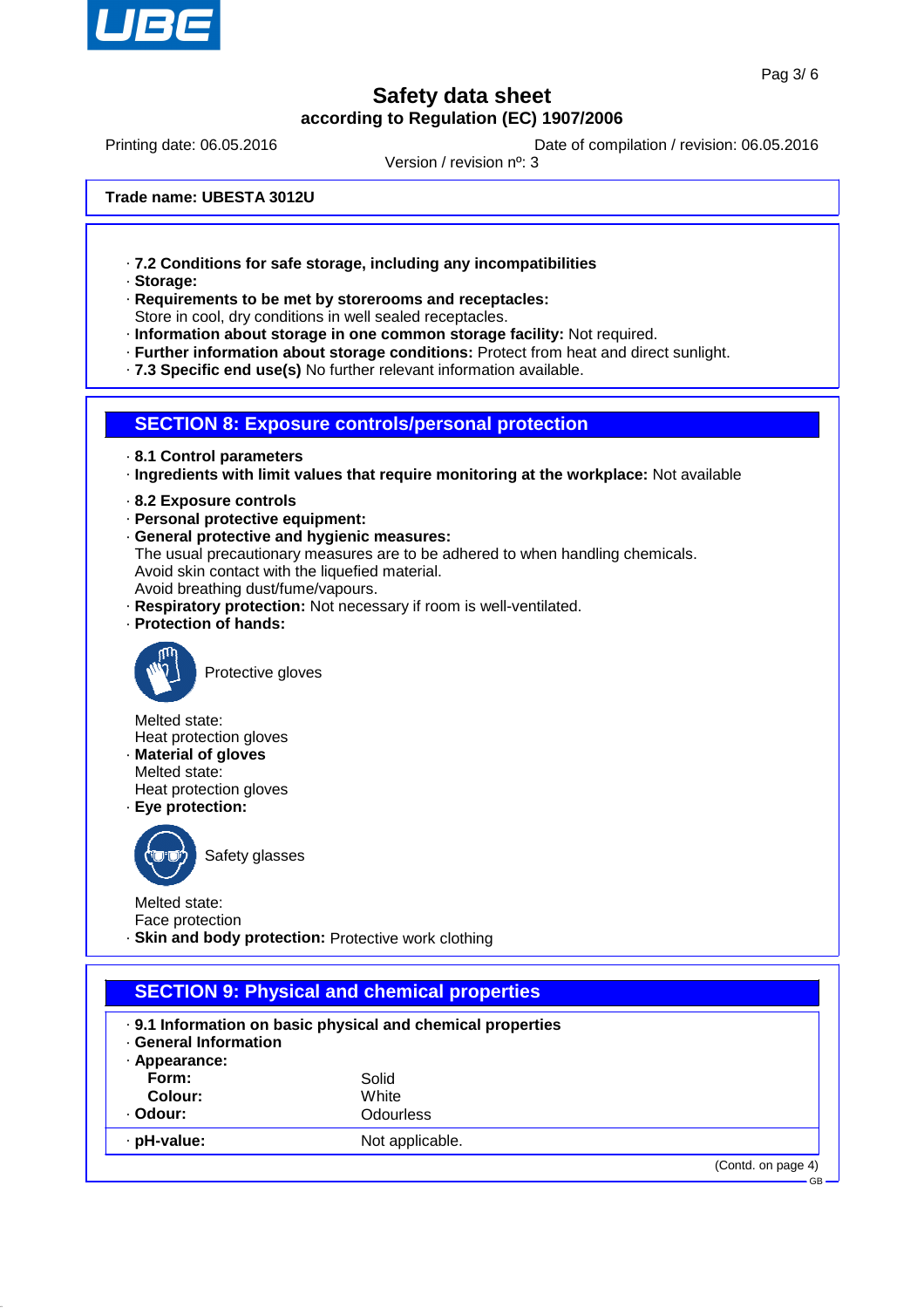# Safety data sheet

**according to Regulation (EC) 1907/2006**

Printing date: 06.05.2016 | Date of compilation / revision: 06.05.2016

Version / revision nº: 3

**Trade name: UBESTA 3012U**

· **7.2 Conditions for safe storage, including any incompatibilities**
· **Storage:**
· **Requirements to be met by storerooms and receptacles:**
Store in cool, dry conditions in well sealed receptacles.
· **Information about storage in one common storage facility:** Not required.
· **Further information about storage conditions:** Protect from heat and direct sunlight.
· **7.3 Specific end use(s)** No further relevant information available.

## SECTION 8: Exposure controls/personal protection

· **8.1 Control parameters**
· **Ingredients with limit values that require monitoring at the workplace:** Not available

· **8.2 Exposure controls**
· **Personal protective equipment:**
· **General protective and hygienic measures:**
The usual precautionary measures are to be adhered to when handling chemicals.
Avoid skin contact with the liquefied material.
Avoid breathing dust/fume/vapours.
· **Respiratory protection:** Not necessary if room is well-ventilated.
· **Protection of hands:**

Protective gloves

Melted state:
Heat protection gloves
· **Material of gloves**
Melted state:
Heat protection gloves
· **Eye protection:**

Safety glasses

Melted state:
Face protection
· **Skin and body protection:** Protective work clothing

## SECTION 9: Physical and chemical properties

· **9.1 Information on basic physical and chemical properties**
· **General Information**
· **Appearance:**

| | |
|---|---|
| **Form:** | Solid |
| **Colour:** | White |
| · **Odour:** | Odourless |
| · **pH-value:** | Not applicable. |

(Contd. on page 4)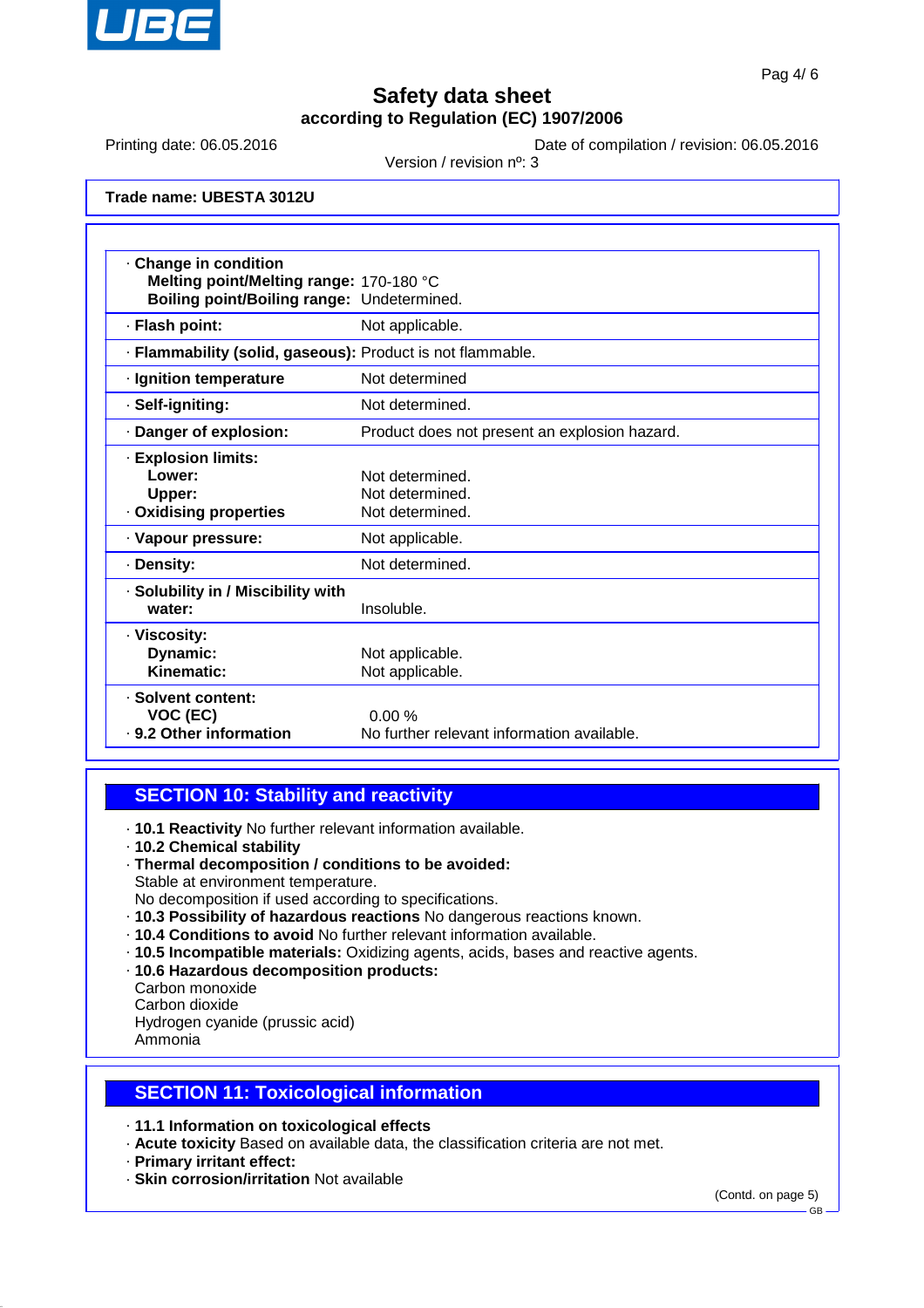**Trade name: UBESTA 3012U**

| Property | Value |
|---|---|
| · **Change in condition** | |
| **Melting point/Melting range:** | 170-180 °C |
| **Boiling point/Boiling range:** | Undetermined. |
| · **Flash point:** | Not applicable. |
| · **Flammability (solid, gaseous):** | Product is not flammable. |
| · **Ignition temperature** | Not determined |
| · **Self-igniting:** | Not determined. |
| · **Danger of explosion:** | Product does not present an explosion hazard. |
| · **Explosion limits:** | |
| **Lower:** | Not determined. |
| **Upper:** | Not determined. |
| · **Oxidising properties** | Not determined. |
| · **Vapour pressure:** | Not applicable. |
| · **Density:** | Not determined. |
| · **Solubility in / Miscibility with water:** | Insoluble. |
| · **Viscosity:** | |
| **Dynamic:** | Not applicable. |
| **Kinematic:** | Not applicable. |
| · **Solvent content:** | |
| **VOC (EC)** | 0.00 % |
| · **9.2 Other information** | No further relevant information available. |

## SECTION 10: Stability and reactivity

· **10.1 Reactivity** No further relevant information available.
· **10.2 Chemical stability**
· **Thermal decomposition / conditions to be avoided:**
Stable at environment temperature.
No decomposition if used according to specifications.
· **10.3 Possibility of hazardous reactions** No dangerous reactions known.
· **10.4 Conditions to avoid** No further relevant information available.
· **10.5 Incompatible materials:** Oxidizing agents, acids, bases and reactive agents.
· **10.6 Hazardous decomposition products:**
Carbon monoxide
Carbon dioxide
Hydrogen cyanide (prussic acid)
Ammonia

## SECTION 11: Toxicological information

· **11.1 Information on toxicological effects**
· **Acute toxicity** Based on available data, the classification criteria are not met.
· **Primary irritant effect:**
· **Skin corrosion/irritation** Not available

(Contd. on page 5)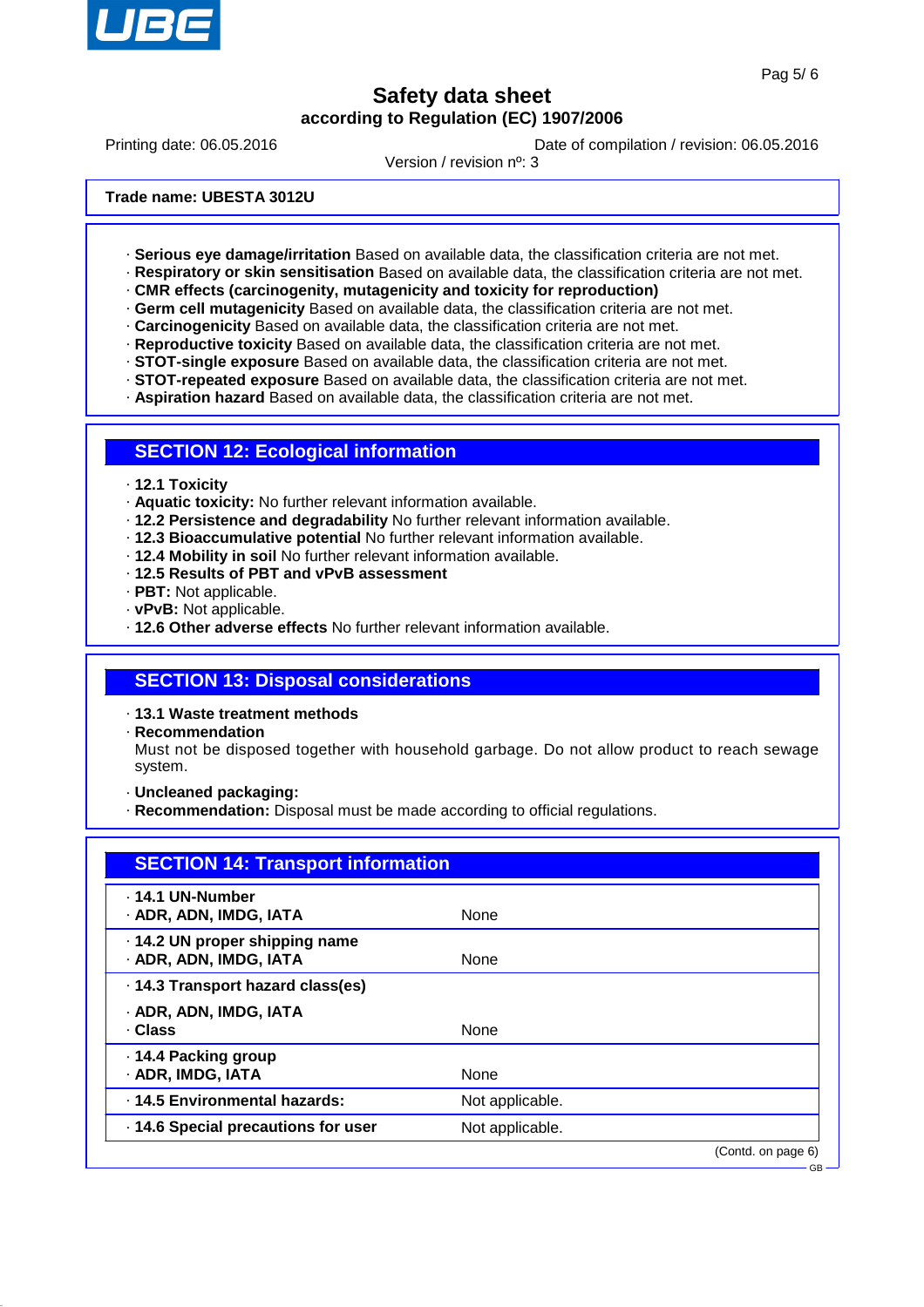**Trade name: UBESTA 3012U**

· **Serious eye damage/irritation** Based on available data, the classification criteria are not met.
· **Respiratory or skin sensitisation** Based on available data, the classification criteria are not met.
· **CMR effects (carcinogenity, mutagenicity and toxicity for reproduction)**
· **Germ cell mutagenicity** Based on available data, the classification criteria are not met.
· **Carcinogenicity** Based on available data, the classification criteria are not met.
· **Reproductive toxicity** Based on available data, the classification criteria are not met.
· **STOT-single exposure** Based on available data, the classification criteria are not met.
· **STOT-repeated exposure** Based on available data, the classification criteria are not met.
· **Aspiration hazard** Based on available data, the classification criteria are not met.

## SECTION 12: Ecological information

· **12.1 Toxicity**
· **Aquatic toxicity:** No further relevant information available.
· **12.2 Persistence and degradability** No further relevant information available.
· **12.3 Bioaccumulative potential** No further relevant information available.
· **12.4 Mobility in soil** No further relevant information available.
· **12.5 Results of PBT and vPvB assessment**
· **PBT:** Not applicable.
· **vPvB:** Not applicable.
· **12.6 Other adverse effects** No further relevant information available.

## SECTION 13: Disposal considerations

· **13.1 Waste treatment methods**
· **Recommendation**
Must not be disposed together with household garbage. Do not allow product to reach sewage system.

· **Uncleaned packaging:**
· **Recommendation:** Disposal must be made according to official regulations.

## SECTION 14: Transport information

| | |
|---|---|
| · **14.1 UN-Number**<br>· **ADR, ADN, IMDG, IATA** | None |
| · **14.2 UN proper shipping name**<br>· **ADR, ADN, IMDG, IATA** | None |
| · **14.3 Transport hazard class(es)**<br>· **ADR, ADN, IMDG, IATA**<br>· **Class** | None |
| · **14.4 Packing group**<br>· **ADR, IMDG, IATA** | None |
| · **14.5 Environmental hazards:** | Not applicable. |
| · **14.6 Special precautions for user** | Not applicable. |

(Contd. on page 6)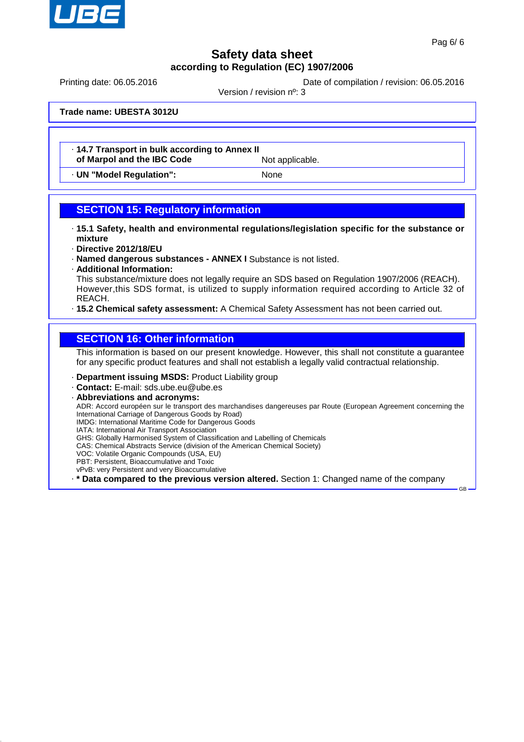**Safety data sheet**

**according to Regulation (EC) 1907/2006**

Printing date: 06.05.2016 Date of compilation / revision: 06.05.2016

Version / revision nº: 3

**Trade name: UBESTA 3012U**

| | |
|---|---|
| · **14.7 Transport in bulk according to Annex II of Marpol and the IBC Code** | Not applicable. |
| · **UN "Model Regulation":** | None |

## SECTION 15: Regulatory information

· **15.1 Safety, health and environmental regulations/legislation specific for the substance or mixture**

· **Directive 2012/18/EU**

· **Named dangerous substances - ANNEX I** Substance is not listed.

· **Additional Information:**

This substance/mixture does not legally require an SDS based on Regulation 1907/2006 (REACH). However,this SDS format, is utilized to supply information required according to Article 32 of REACH.

· **15.2 Chemical safety assessment:** A Chemical Safety Assessment has not been carried out.

## SECTION 16: Other information

This information is based on our present knowledge. However, this shall not constitute a guarantee for any specific product features and shall not establish a legally valid contractual relationship.

· **Department issuing MSDS:** Product Liability group

· **Contact:** E-mail: sds.ube.eu@ube.es

· **Abbreviations and acronyms:**

ADR: Accord européen sur le transport des marchandises dangereuses par Route (European Agreement concerning the International Carriage of Dangerous Goods by Road)
IMDG: International Maritime Code for Dangerous Goods
IATA: International Air Transport Association
GHS: Globally Harmonised System of Classification and Labelling of Chemicals
CAS: Chemical Abstracts Service (division of the American Chemical Society)
VOC: Volatile Organic Compounds (USA, EU)
PBT: Persistent, Bioaccumulative and Toxic
vPvB: very Persistent and very Bioaccumulative

· **\* Data compared to the previous version altered.** Section 1: Changed name of the company